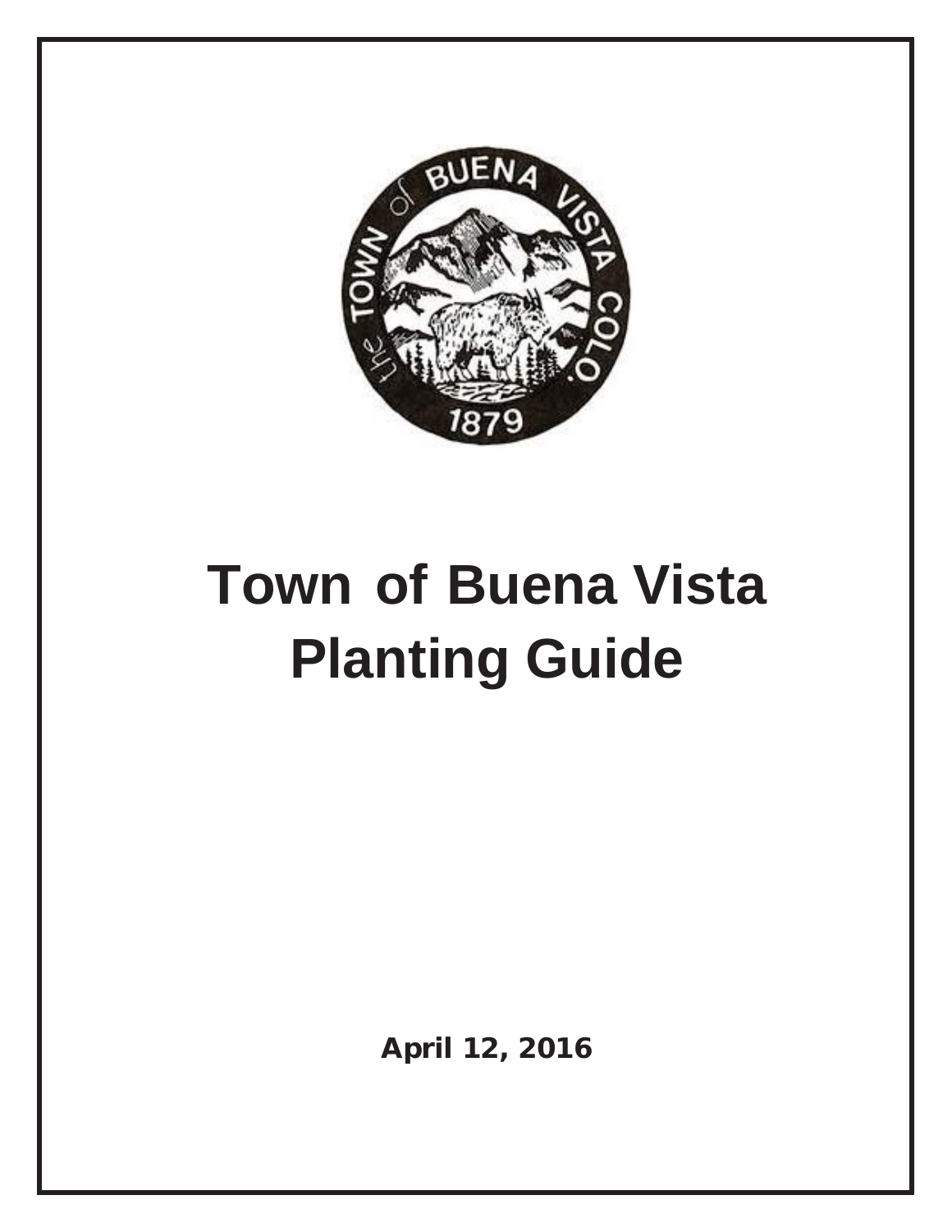# Town of Buena Vista Planting Guide

April 12, 2016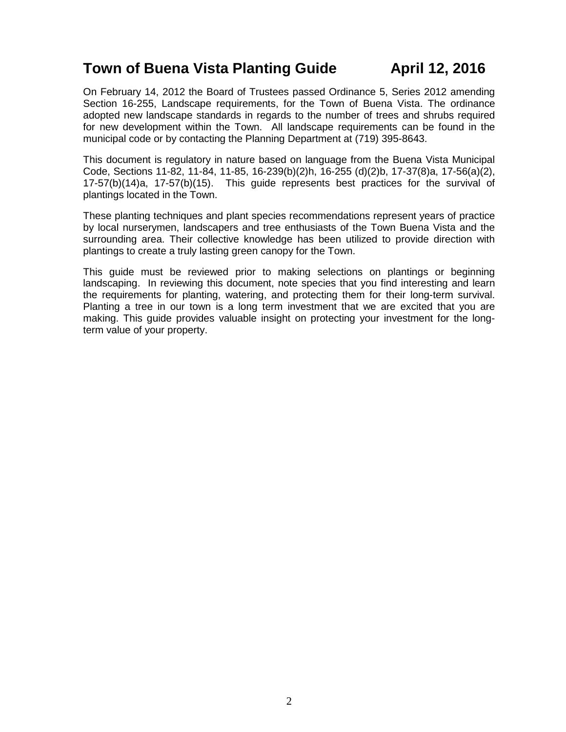# Town of Buena Vista Planting Guide April 12, 2016

On February 14, 2012 the Board of Trustees passed Ordinance 5, Series 2012 amending Section 16-255, Landscape requirements, for the Town of Buena Vista. The ordinance adopted new landscape standards in regards to the number of trees and shrubs required for new development within the Town. All landscape requirements can be found in the municipal code or by contacting the Planning Department at (719) 395-8643.

This document is regulatory in nature based on language from the Buena Vista Municipal Code, Sections 11-82, 11-84, 11-85, 16-239(b)(2)h, 16-255 (d)(2)b, 17-37(8)a, 17-56(a)(2), 17-57(b)(14)a, 17-57(b)(15). This guide represents best practices for the survival of plantings located in the Town.

These planting techniques and plant species recommendations represent years of practice by local nurserymen, landscapers and tree enthusiasts of the Town Buena Vista and the surrounding area. Their collective knowledge has been utilized to provide direction with plantings to create a truly lasting green canopy for the Town.

This guide must be reviewed prior to making selections on plantings or beginning landscaping. In reviewing this document, note species that you find interesting and learn the requirements for planting, watering, and protecting them for their long-term survival. Planting a tree in our town is a long term investment that we are excited that you are making. This guide provides valuable insight on protecting your investment for the long-term value of your property.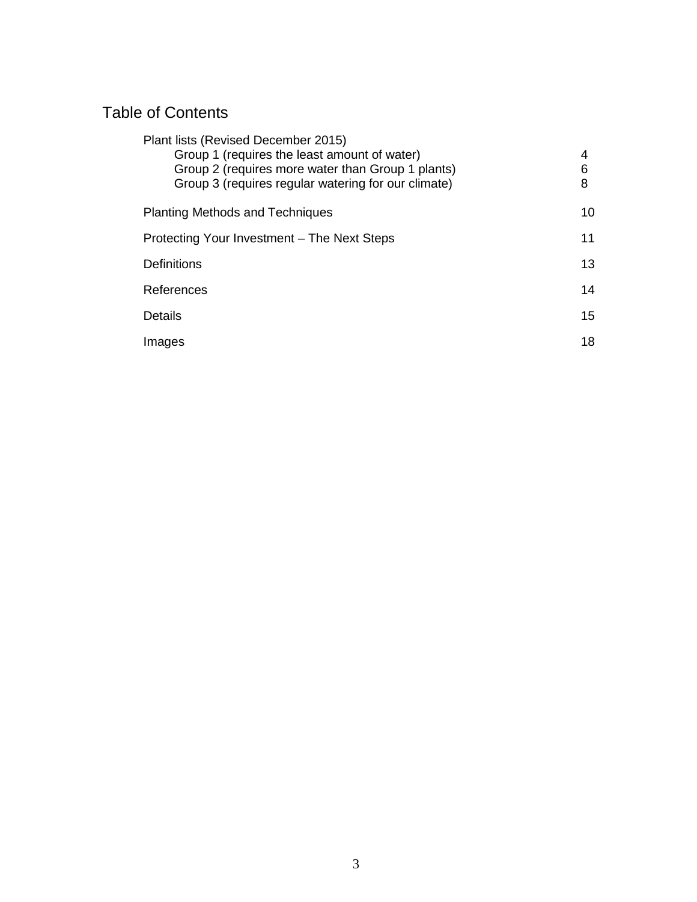# Table of Contents

| | |
|---|---|
| Plant lists (Revised December 2015) | |
| Group 1 (requires the least amount of water) | 4 |
| Group 2 (requires more water than Group 1 plants) | 6 |
| Group 3 (requires regular watering for our climate) | 8 |
| Planting Methods and Techniques | 10 |
| Protecting Your Investment – The Next Steps | 11 |
| Definitions | 13 |
| References | 14 |
| Details | 15 |
| Images | 18 |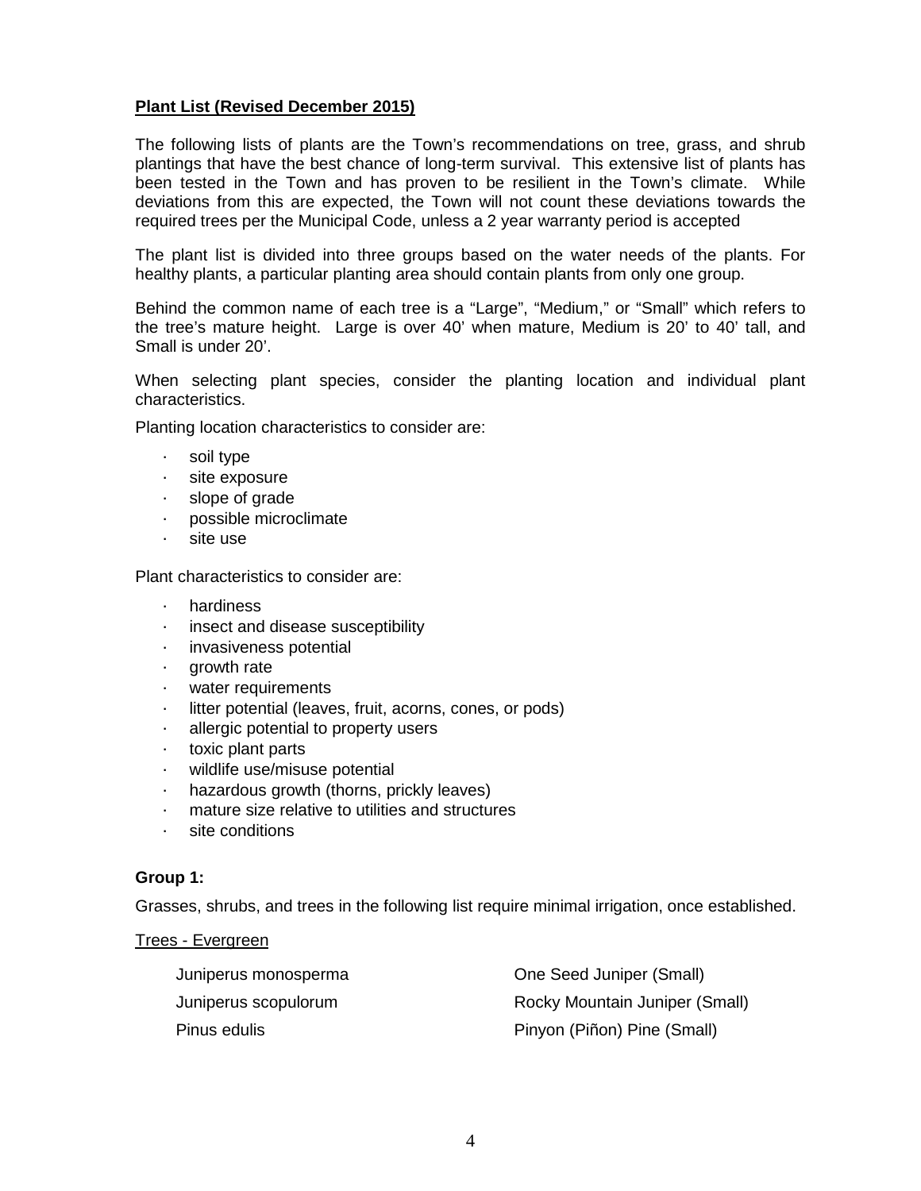**Plant List (Revised December 2015)**

The following lists of plants are the Town's recommendations on tree, grass, and shrub plantings that have the best chance of long-term survival. This extensive list of plants has been tested in the Town and has proven to be resilient in the Town's climate. While deviations from this are expected, the Town will not count these deviations towards the required trees per the Municipal Code, unless a 2 year warranty period is accepted

The plant list is divided into three groups based on the water needs of the plants. For healthy plants, a particular planting area should contain plants from only one group.

Behind the common name of each tree is a "Large", "Medium," or "Small" which refers to the tree's mature height. Large is over 40' when mature, Medium is 20' to 40' tall, and Small is under 20'.

When selecting plant species, consider the planting location and individual plant characteristics.

Planting location characteristics to consider are:

- soil type
- site exposure
- slope of grade
- possible microclimate
- site use

Plant characteristics to consider are:

- hardiness
- insect and disease susceptibility
- invasiveness potential
- growth rate
- water requirements
- litter potential (leaves, fruit, acorns, cones, or pods)
- allergic potential to property users
- toxic plant parts
- wildlife use/misuse potential
- hazardous growth (thorns, prickly leaves)
- mature size relative to utilities and structures
- site conditions

**Group 1:**

Grasses, shrubs, and trees in the following list require minimal irrigation, once established.

Trees - Evergreen

| | |
|---|---|
| Juniperus monosperma | One Seed Juniper (Small) |
| Juniperus scopulorum | Rocky Mountain Juniper (Small) |
| Pinus edulis | Pinyon (Piñon) Pine (Small) |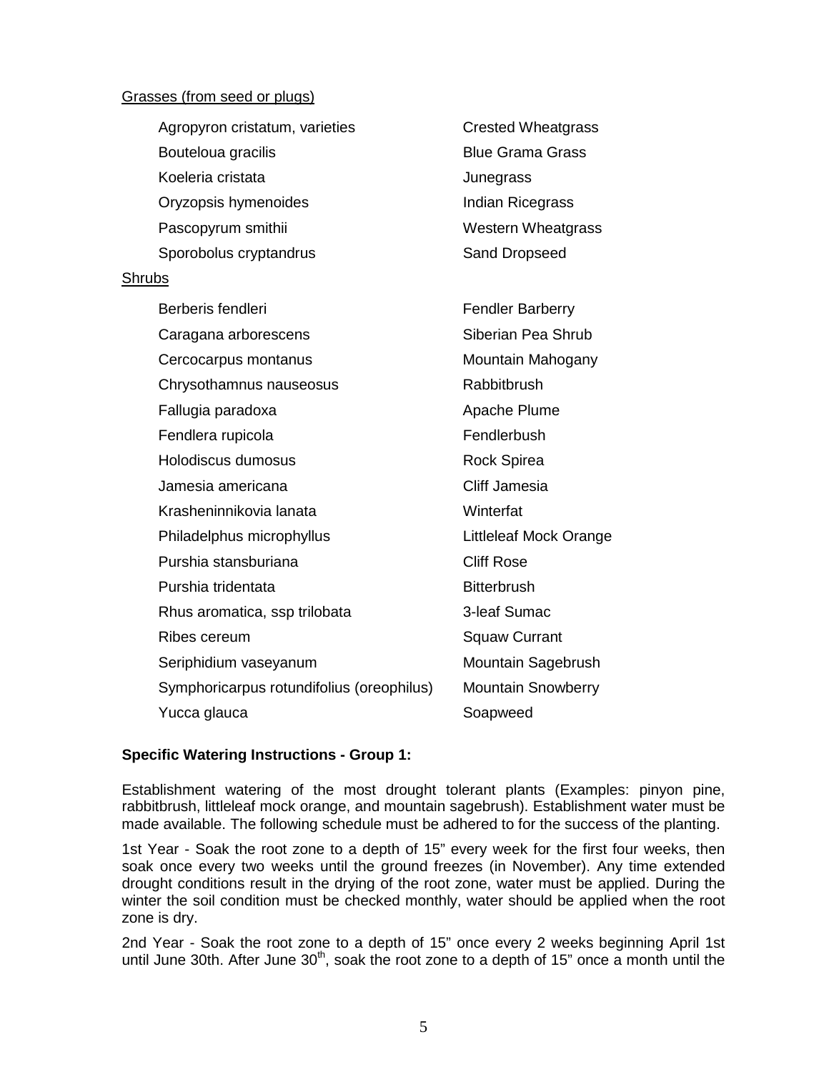Grasses (from seed or plugs)

| | |
|---|---|
| Agropyron cristatum, varieties | Crested Wheatgrass |
| Bouteloua gracilis | Blue Grama Grass |
| Koeleria cristata | Junegrass |
| Oryzopsis hymenoides | Indian Ricegrass |
| Pascopyrum smithii | Western Wheatgrass |
| Sporobolus cryptandrus | Sand Dropseed |

Shrubs

| | |
|---|---|
| Berberis fendleri | Fendler Barberry |
| Caragana arborescens | Siberian Pea Shrub |
| Cercocarpus montanus | Mountain Mahogany |
| Chrysothamnus nauseosus | Rabbitbrush |
| Fallugia paradoxa | Apache Plume |
| Fendlera rupicola | Fendlerbush |
| Holodiscus dumosus | Rock Spirea |
| Jamesia americana | Cliff Jamesia |
| Krasheninnikovia lanata | Winterfat |
| Philadelphus microphyllus | Littleleaf Mock Orange |
| Purshia stansburiana | Cliff Rose |
| Purshia tridentata | Bitterbrush |
| Rhus aromatica, ssp trilobata | 3-leaf Sumac |
| Ribes cereum | Squaw Currant |
| Seriphidium vaseyanum | Mountain Sagebrush |
| Symphoricarpus rotundifolius (oreophilus) | Mountain Snowberry |
| Yucca glauca | Soapweed |

**Specific Watering Instructions - Group 1:**

Establishment watering of the most drought tolerant plants (Examples: pinyon pine, rabbitbrush, littleleaf mock orange, and mountain sagebrush). Establishment water must be made available. The following schedule must be adhered to for the success of the planting.

1st Year - Soak the root zone to a depth of 15" every week for the first four weeks, then soak once every two weeks until the ground freezes (in November). Any time extended drought conditions result in the drying of the root zone, water must be applied. During the winter the soil condition must be checked monthly, water should be applied when the root zone is dry.

2nd Year - Soak the root zone to a depth of 15" once every 2 weeks beginning April 1st until June 30th. After June 30th, soak the root zone to a depth of 15" once a month until the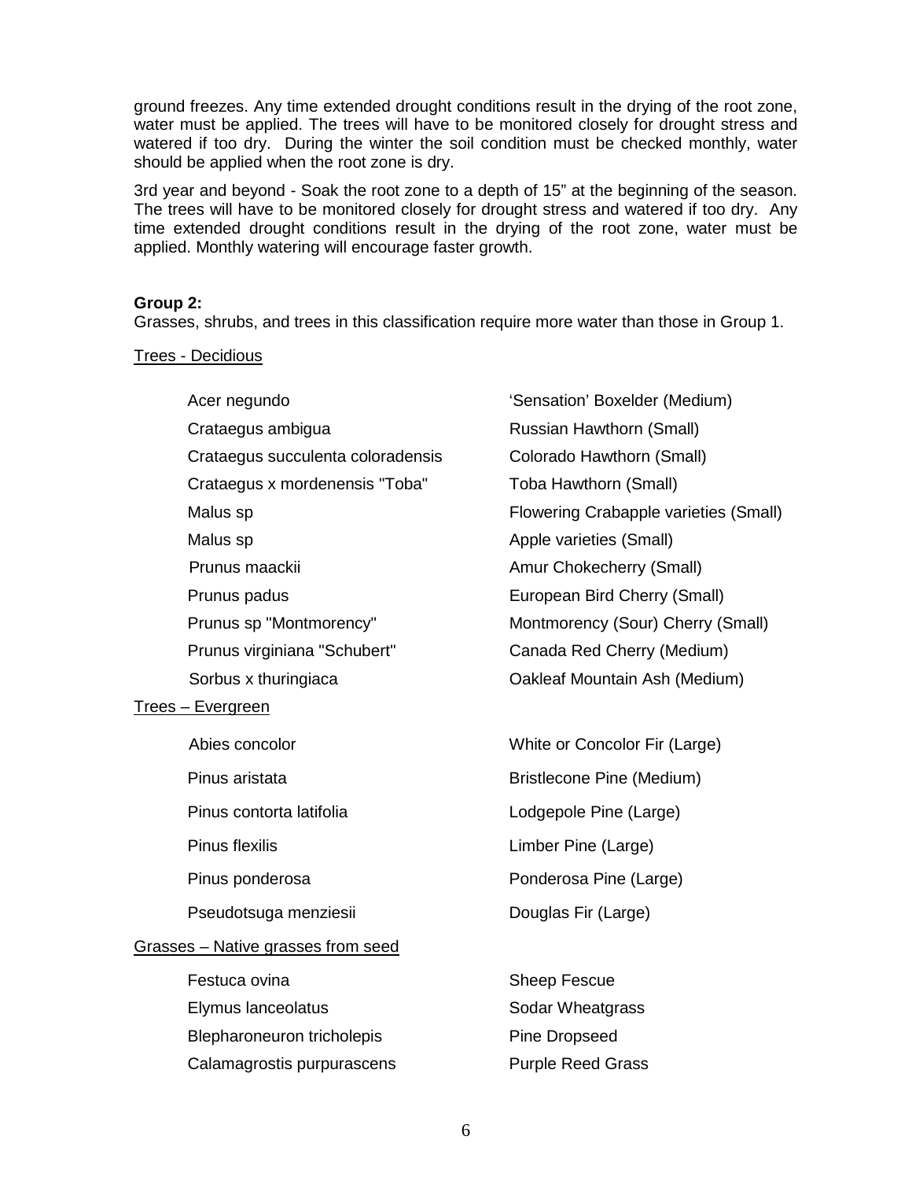ground freezes. Any time extended drought conditions result in the drying of the root zone, water must be applied. The trees will have to be monitored closely for drought stress and watered if too dry. During the winter the soil condition must be checked monthly, water should be applied when the root zone is dry.

3rd year and beyond - Soak the root zone to a depth of 15" at the beginning of the season. The trees will have to be monitored closely for drought stress and watered if too dry. Any time extended drought conditions result in the drying of the root zone, water must be applied. Monthly watering will encourage faster growth.

**Group 2:**
Grasses, shrubs, and trees in this classification require more water than those in Group 1.

Trees - Deciduous

| | |
|---|---|
| Acer negundo | 'Sensation' Boxelder (Medium) |
| Crataegus ambigua | Russian Hawthorn (Small) |
| Crataegus succulenta coloradensis | Colorado Hawthorn (Small) |
| Crataegus x mordenensis "Toba" | Toba Hawthorn (Small) |
| Malus sp | Flowering Crabapple varieties (Small) |
| Malus sp | Apple varieties (Small) |
| Prunus maackii | Amur Chokecherry (Small) |
| Prunus padus | European Bird Cherry (Small) |
| Prunus sp "Montmorency" | Montmorency (Sour) Cherry (Small) |
| Prunus virginiana "Schubert" | Canada Red Cherry (Medium) |
| Sorbus x thuringiaca | Oakleaf Mountain Ash (Medium) |

Trees – Evergreen

| | |
|---|---|
| Abies concolor | White or Concolor Fir (Large) |
| Pinus aristata | Bristlecone Pine (Medium) |
| Pinus contorta latifolia | Lodgepole Pine (Large) |
| Pinus flexilis | Limber Pine (Large) |
| Pinus ponderosa | Ponderosa Pine (Large) |
| Pseudotsuga menziesii | Douglas Fir (Large) |

Grasses – Native grasses from seed

| | |
|---|---|
| Festuca ovina | Sheep Fescue |
| Elymus lanceolatus | Sodar Wheatgrass |
| Blepharoneuron tricholepis | Pine Dropseed |
| Calamagrostis purpurascens | Purple Reed Grass |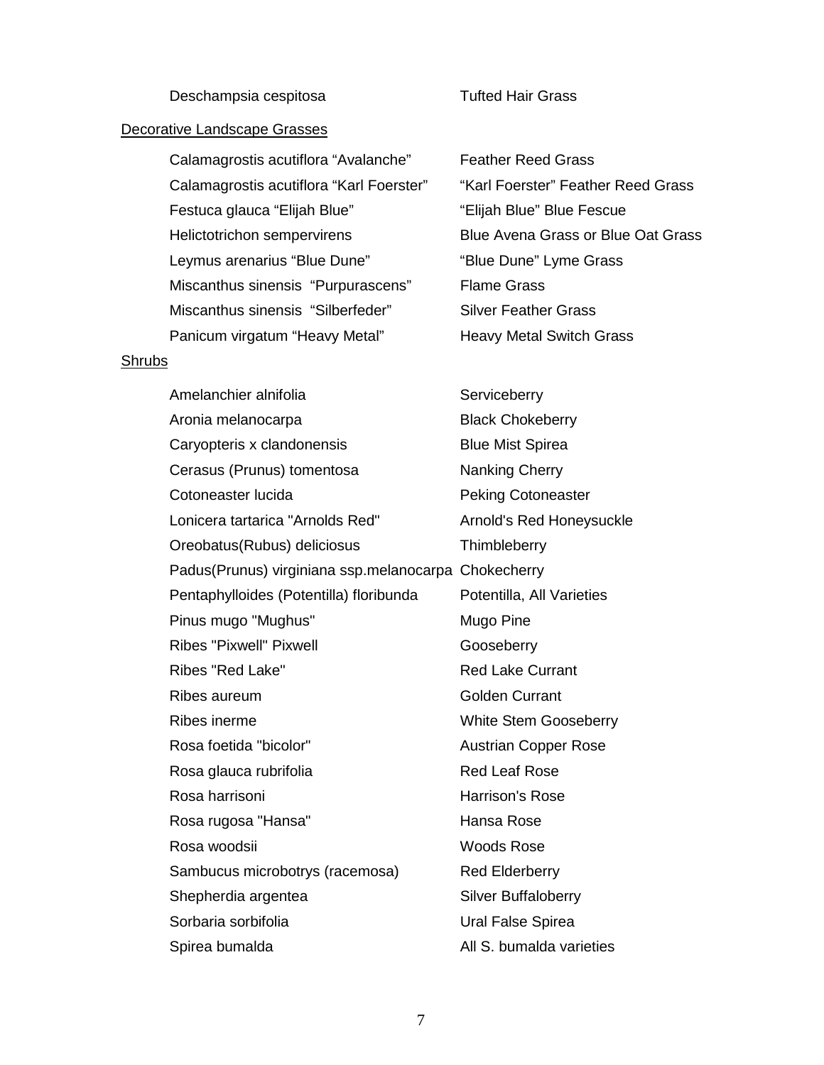| | |
|---|---|
| Deschampsia cespitosa | Tufted Hair Grass |

<u>Decorative Landscape Grasses</u>

| | |
|---|---|
| Calamagrostis acutiflora “Avalanche” | Feather Reed Grass |
| Calamagrostis acutiflora “Karl Foerster” | “Karl Foerster” Feather Reed Grass |
| Festuca glauca “Elijah Blue” | “Elijah Blue” Blue Fescue |
| Helictotrichon sempervirens | Blue Avena Grass or Blue Oat Grass |
| Leymus arenarius “Blue Dune” | “Blue Dune” Lyme Grass |
| Miscanthus sinensis “Purpurascens” | Flame Grass |
| Miscanthus sinensis “Silberfeder” | Silver Feather Grass |
| Panicum virgatum “Heavy Metal” | Heavy Metal Switch Grass |

<u>Shrubs</u>

| | |
|---|---|
| Amelanchier alnifolia | Serviceberry |
| Aronia melanocarpa | Black Chokeberry |
| Caryopteris x clandonensis | Blue Mist Spirea |
| Cerasus (Prunus) tomentosa | Nanking Cherry |
| Cotoneaster lucida | Peking Cotoneaster |
| Lonicera tartarica "Arnolds Red" | Arnold's Red Honeysuckle |
| Oreobatus(Rubus) deliciosus | Thimbleberry |
| Padus(Prunus) virginiana ssp.melanocarpa | Chokecherry |
| Pentaphylloides (Potentilla) floribunda | Potentilla, All Varieties |
| Pinus mugo "Mughus" | Mugo Pine |
| Ribes "Pixwell" Pixwell | Gooseberry |
| Ribes "Red Lake" | Red Lake Currant |
| Ribes aureum | Golden Currant |
| Ribes inerme | White Stem Gooseberry |
| Rosa foetida "bicolor" | Austrian Copper Rose |
| Rosa glauca rubrifolia | Red Leaf Rose |
| Rosa harrisoni | Harrison's Rose |
| Rosa rugosa "Hansa" | Hansa Rose |
| Rosa woodsii | Woods Rose |
| Sambucus microbotrys (racemosa) | Red Elderberry |
| Shepherdia argentea | Silver Buffaloberry |
| Sorbaria sorbifolia | Ural False Spirea |
| Spirea bumalda | All S. bumalda varieties |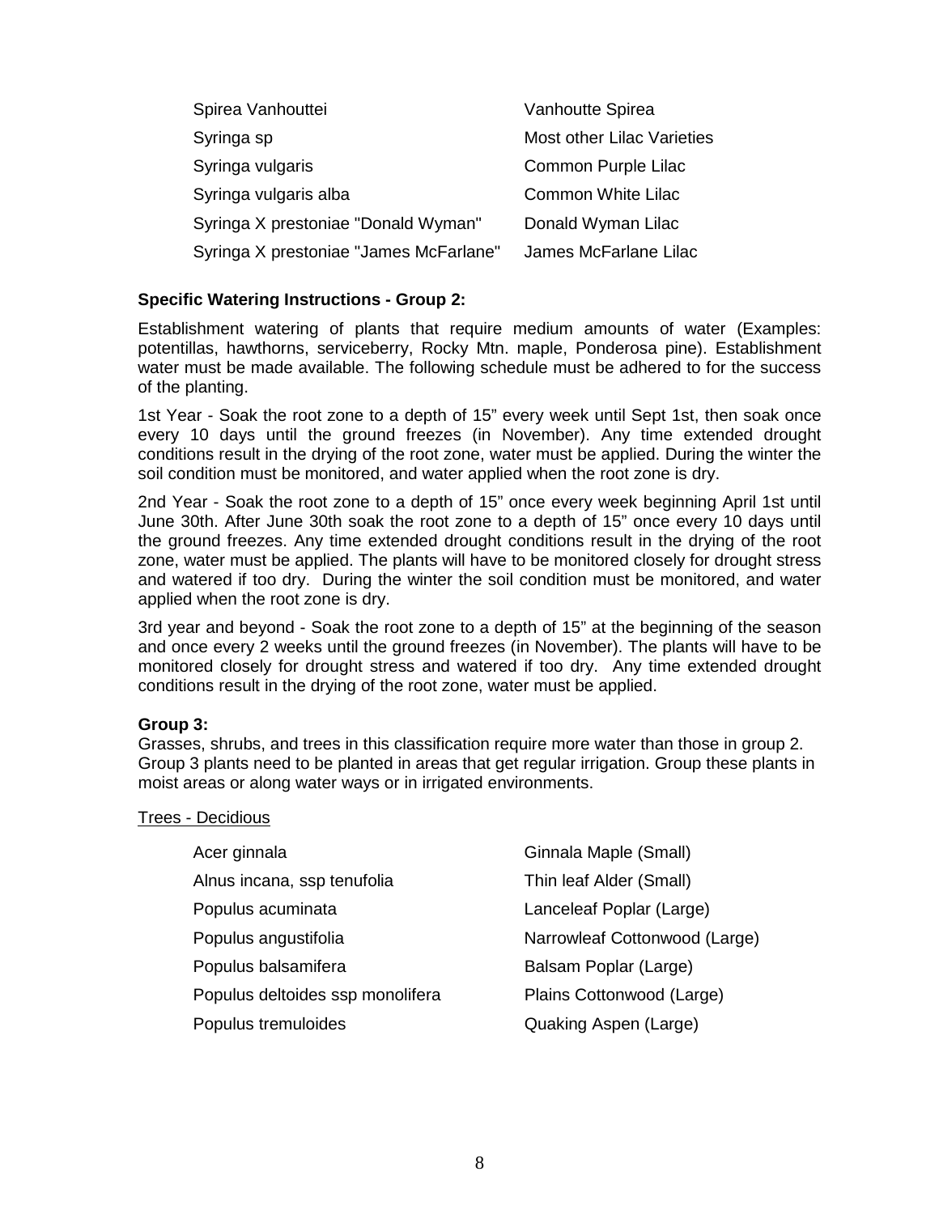| | |
|---|---|
| Spirea Vanhouttei | Vanhoutte Spirea |
| Syringa sp | Most other Lilac Varieties |
| Syringa vulgaris | Common Purple Lilac |
| Syringa vulgaris alba | Common White Lilac |
| Syringa X prestoniae "Donald Wyman" | Donald Wyman Lilac |
| Syringa X prestoniae "James McFarlane" | James McFarlane Lilac |

**Specific Watering Instructions - Group 2:**

Establishment watering of plants that require medium amounts of water (Examples: potentillas, hawthorns, serviceberry, Rocky Mtn. maple, Ponderosa pine). Establishment water must be made available. The following schedule must be adhered to for the success of the planting.

1st Year - Soak the root zone to a depth of 15" every week until Sept 1st, then soak once every 10 days until the ground freezes (in November). Any time extended drought conditions result in the drying of the root zone, water must be applied. During the winter the soil condition must be monitored, and water applied when the root zone is dry.

2nd Year - Soak the root zone to a depth of 15" once every week beginning April 1st until June 30th. After June 30th soak the root zone to a depth of 15" once every 10 days until the ground freezes. Any time extended drought conditions result in the drying of the root zone, water must be applied. The plants will have to be monitored closely for drought stress and watered if too dry. During the winter the soil condition must be monitored, and water applied when the root zone is dry.

3rd year and beyond - Soak the root zone to a depth of 15" at the beginning of the season and once every 2 weeks until the ground freezes (in November). The plants will have to be monitored closely for drought stress and watered if too dry. Any time extended drought conditions result in the drying of the root zone, water must be applied.

**Group 3:**

Grasses, shrubs, and trees in this classification require more water than those in group 2. Group 3 plants need to be planted in areas that get regular irrigation. Group these plants in moist areas or along water ways or in irrigated environments.

Trees - Decidious

| | |
|---|---|
| Acer ginnala | Ginnala Maple (Small) |
| Alnus incana, ssp tenufolia | Thin leaf Alder (Small) |
| Populus acuminata | Lanceleaf Poplar (Large) |
| Populus angustifolia | Narrowleaf Cottonwood (Large) |
| Populus balsamifera | Balsam Poplar (Large) |
| Populus deltoides ssp monolifera | Plains Cottonwood (Large) |
| Populus tremuloides | Quaking Aspen (Large) |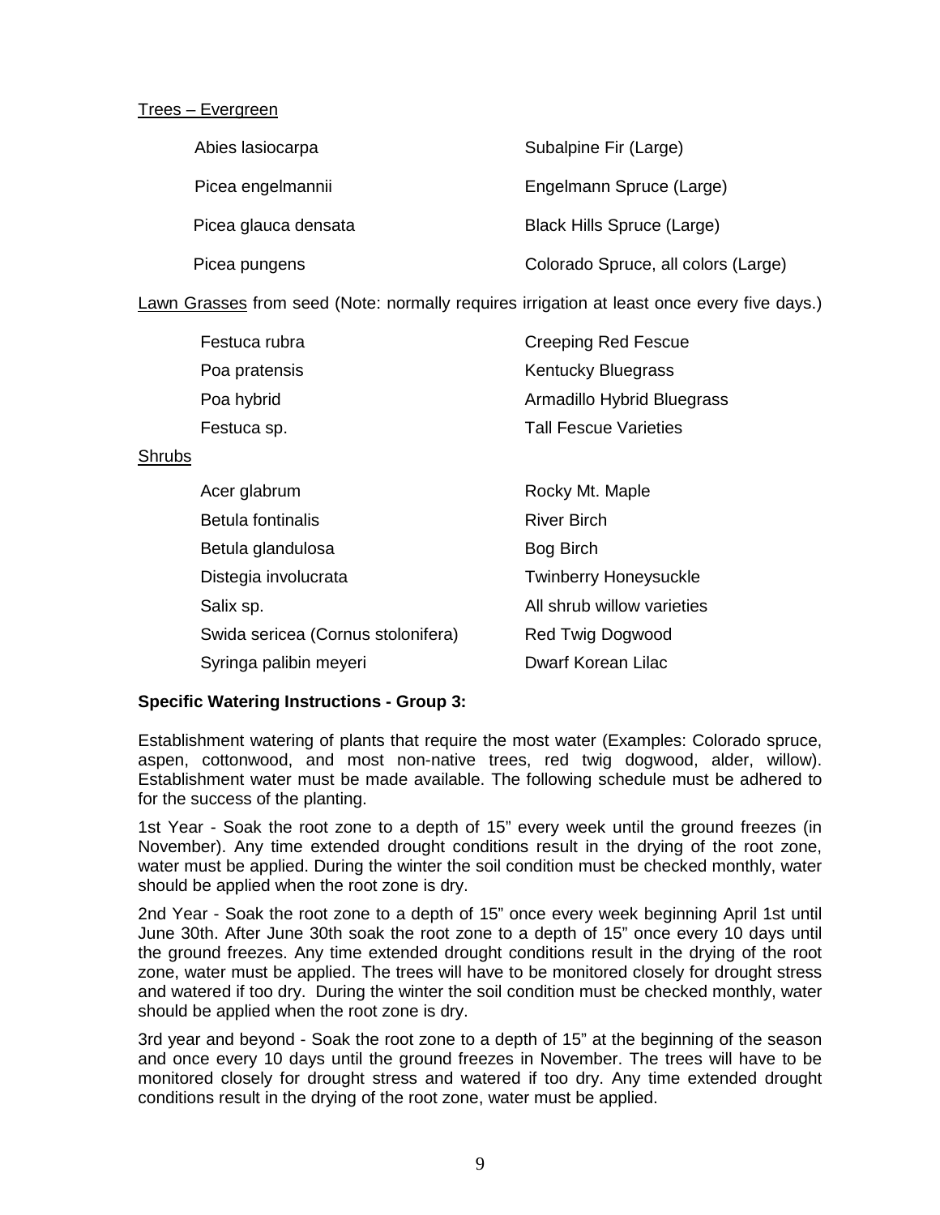Trees – Evergreen

| | |
|---|---|
| Abies lasiocarpa | Subalpine Fir (Large) |
| Picea engelmannii | Engelmann Spruce (Large) |
| Picea glauca densata | Black Hills Spruce (Large) |
| Picea pungens | Colorado Spruce, all colors (Large) |

Lawn Grasses from seed (Note: normally requires irrigation at least once every five days.)

| | |
|---|---|
| Festuca rubra | Creeping Red Fescue |
| Poa pratensis | Kentucky Bluegrass |
| Poa hybrid | Armadillo Hybrid Bluegrass |
| Festuca sp. | Tall Fescue Varieties |

Shrubs

| | |
|---|---|
| Acer glabrum | Rocky Mt. Maple |
| Betula fontinalis | River Birch |
| Betula glandulosa | Bog Birch |
| Distegia involucrata | Twinberry Honeysuckle |
| Salix sp. | All shrub willow varieties |
| Swida sericea (Cornus stolonifera) | Red Twig Dogwood |
| Syringa palibin meyeri | Dwarf Korean Lilac |

**Specific Watering Instructions - Group 3:**

Establishment watering of plants that require the most water (Examples: Colorado spruce, aspen, cottonwood, and most non-native trees, red twig dogwood, alder, willow). Establishment water must be made available. The following schedule must be adhered to for the success of the planting.

1st Year - Soak the root zone to a depth of 15" every week until the ground freezes (in November). Any time extended drought conditions result in the drying of the root zone, water must be applied. During the winter the soil condition must be checked monthly, water should be applied when the root zone is dry.

2nd Year - Soak the root zone to a depth of 15" once every week beginning April 1st until June 30th. After June 30th soak the root zone to a depth of 15" once every 10 days until the ground freezes. Any time extended drought conditions result in the drying of the root zone, water must be applied. The trees will have to be monitored closely for drought stress and watered if too dry. During the winter the soil condition must be checked monthly, water should be applied when the root zone is dry.

3rd year and beyond - Soak the root zone to a depth of 15" at the beginning of the season and once every 10 days until the ground freezes in November. The trees will have to be monitored closely for drought stress and watered if too dry. Any time extended drought conditions result in the drying of the root zone, water must be applied.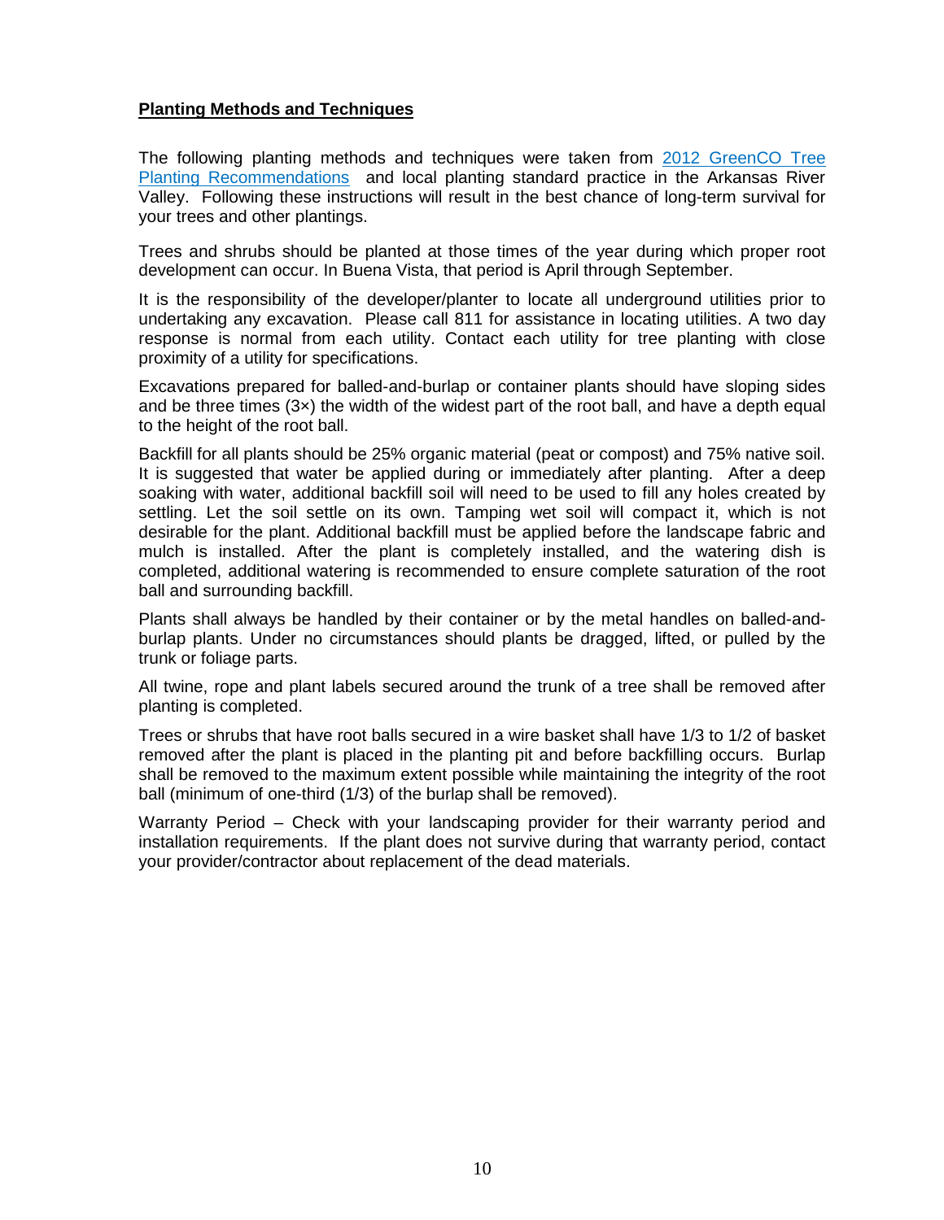**Planting Methods and Techniques**

The following planting methods and techniques were taken from [2012 GreenCO Tree Planting Recommendations](2012 GreenCO Tree Planting Recommendations) and local planting standard practice in the Arkansas River Valley. Following these instructions will result in the best chance of long-term survival for your trees and other plantings.

Trees and shrubs should be planted at those times of the year during which proper root development can occur. In Buena Vista, that period is April through September.

It is the responsibility of the developer/planter to locate all underground utilities prior to undertaking any excavation. Please call 811 for assistance in locating utilities. A two day response is normal from each utility. Contact each utility for tree planting with close proximity of a utility for specifications.

Excavations prepared for balled-and-burlap or container plants should have sloping sides and be three times (3×) the width of the widest part of the root ball, and have a depth equal to the height of the root ball.

Backfill for all plants should be 25% organic material (peat or compost) and 75% native soil. It is suggested that water be applied during or immediately after planting. After a deep soaking with water, additional backfill soil will need to be used to fill any holes created by settling. Let the soil settle on its own. Tamping wet soil will compact it, which is not desirable for the plant. Additional backfill must be applied before the landscape fabric and mulch is installed. After the plant is completely installed, and the watering dish is completed, additional watering is recommended to ensure complete saturation of the root ball and surrounding backfill.

Plants shall always be handled by their container or by the metal handles on balled-and-burlap plants. Under no circumstances should plants be dragged, lifted, or pulled by the trunk or foliage parts.

All twine, rope and plant labels secured around the trunk of a tree shall be removed after planting is completed.

Trees or shrubs that have root balls secured in a wire basket shall have 1/3 to 1/2 of basket removed after the plant is placed in the planting pit and before backfilling occurs. Burlap shall be removed to the maximum extent possible while maintaining the integrity of the root ball (minimum of one-third (1/3) of the burlap shall be removed).

Warranty Period – Check with your landscaping provider for their warranty period and installation requirements. If the plant does not survive during that warranty period, contact your provider/contractor about replacement of the dead materials.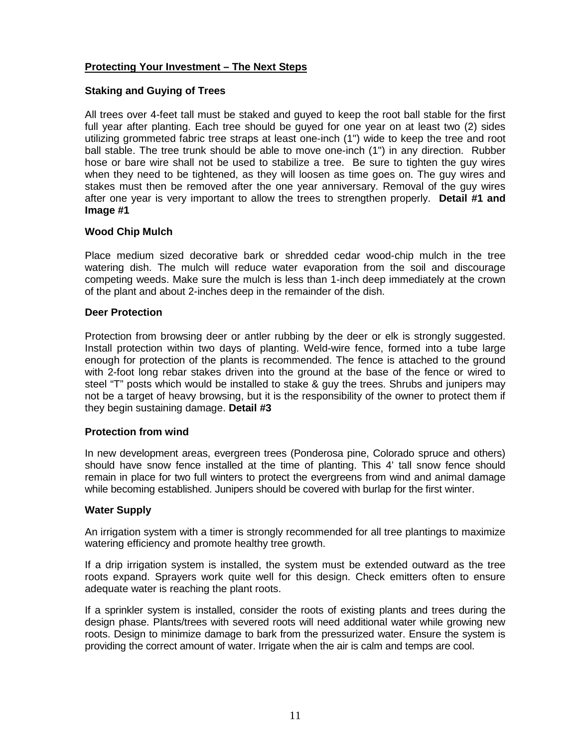## Protecting Your Investment – The Next Steps

### Staking and Guying of Trees

All trees over 4-feet tall must be staked and guyed to keep the root ball stable for the first full year after planting. Each tree should be guyed for one year on at least two (2) sides utilizing grommeted fabric tree straps at least one-inch (1") wide to keep the tree and root ball stable. The tree trunk should be able to move one-inch (1") in any direction. Rubber hose or bare wire shall not be used to stabilize a tree. Be sure to tighten the guy wires when they need to be tightened, as they will loosen as time goes on. The guy wires and stakes must then be removed after the one year anniversary. Removal of the guy wires after one year is very important to allow the trees to strengthen properly. **Detail #1 and Image #1**

### Wood Chip Mulch

Place medium sized decorative bark or shredded cedar wood-chip mulch in the tree watering dish. The mulch will reduce water evaporation from the soil and discourage competing weeds. Make sure the mulch is less than 1-inch deep immediately at the crown of the plant and about 2-inches deep in the remainder of the dish.

### Deer Protection

Protection from browsing deer or antler rubbing by the deer or elk is strongly suggested. Install protection within two days of planting. Weld-wire fence, formed into a tube large enough for protection of the plants is recommended. The fence is attached to the ground with 2-foot long rebar stakes driven into the ground at the base of the fence or wired to steel "T" posts which would be installed to stake & guy the trees. Shrubs and junipers may not be a target of heavy browsing, but it is the responsibility of the owner to protect them if they begin sustaining damage. **Detail #3**

### Protection from wind

In new development areas, evergreen trees (Ponderosa pine, Colorado spruce and others) should have snow fence installed at the time of planting. This 4' tall snow fence should remain in place for two full winters to protect the evergreens from wind and animal damage while becoming established. Junipers should be covered with burlap for the first winter.

### Water Supply

An irrigation system with a timer is strongly recommended for all tree plantings to maximize watering efficiency and promote healthy tree growth.

If a drip irrigation system is installed, the system must be extended outward as the tree roots expand. Sprayers work quite well for this design. Check emitters often to ensure adequate water is reaching the plant roots.

If a sprinkler system is installed, consider the roots of existing plants and trees during the design phase. Plants/trees with severed roots will need additional water while growing new roots. Design to minimize damage to bark from the pressurized water. Ensure the system is providing the correct amount of water. Irrigate when the air is calm and temps are cool.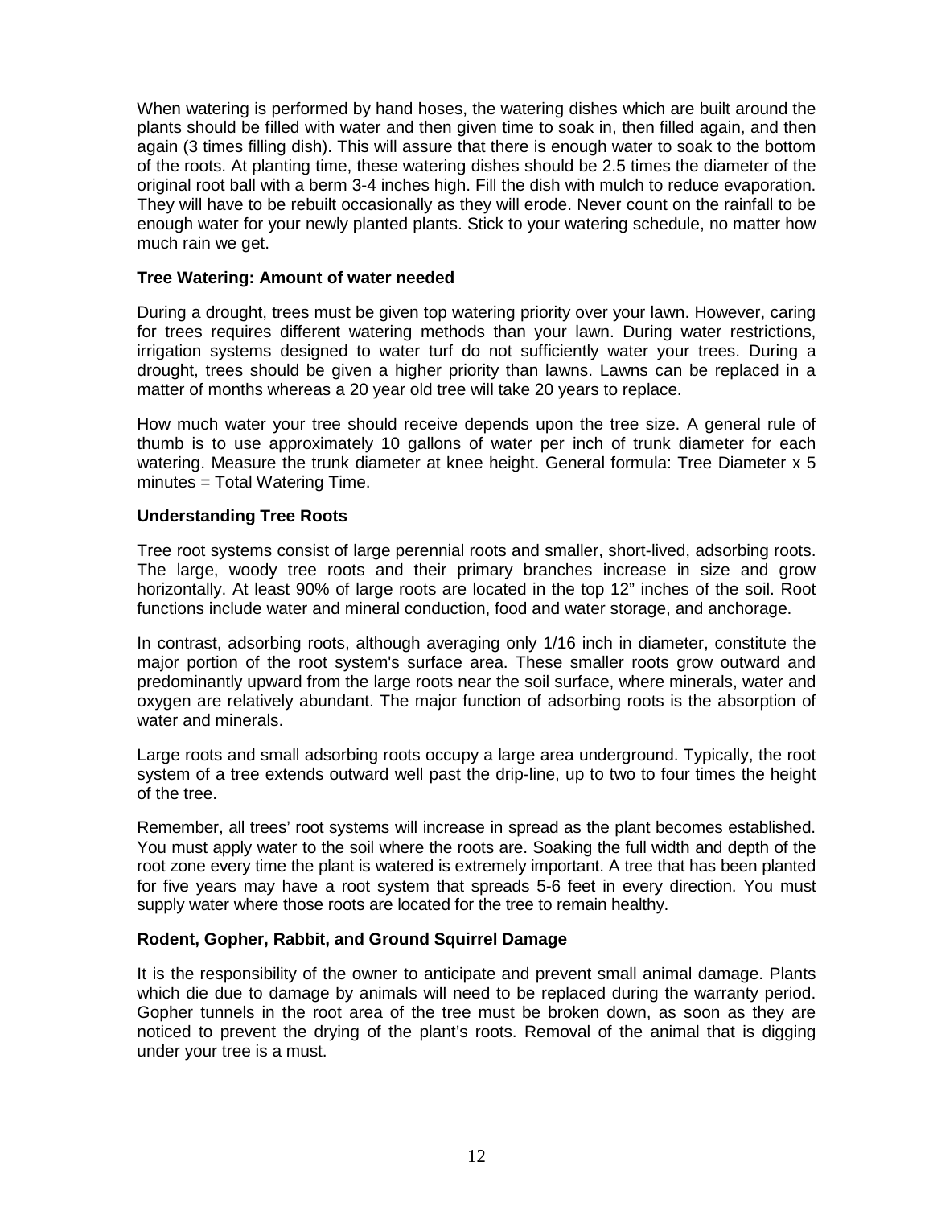When watering is performed by hand hoses, the watering dishes which are built around the plants should be filled with water and then given time to soak in, then filled again, and then again (3 times filling dish). This will assure that there is enough water to soak to the bottom of the roots. At planting time, these watering dishes should be 2.5 times the diameter of the original root ball with a berm 3-4 inches high. Fill the dish with mulch to reduce evaporation. They will have to be rebuilt occasionally as they will erode. Never count on the rainfall to be enough water for your newly planted plants. Stick to your watering schedule, no matter how much rain we get.

**Tree Watering: Amount of water needed**

During a drought, trees must be given top watering priority over your lawn. However, caring for trees requires different watering methods than your lawn. During water restrictions, irrigation systems designed to water turf do not sufficiently water your trees. During a drought, trees should be given a higher priority than lawns. Lawns can be replaced in a matter of months whereas a 20 year old tree will take 20 years to replace.

How much water your tree should receive depends upon the tree size. A general rule of thumb is to use approximately 10 gallons of water per inch of trunk diameter for each watering. Measure the trunk diameter at knee height. General formula: Tree Diameter x 5 minutes = Total Watering Time.

**Understanding Tree Roots**

Tree root systems consist of large perennial roots and smaller, short-lived, adsorbing roots. The large, woody tree roots and their primary branches increase in size and grow horizontally. At least 90% of large roots are located in the top 12" inches of the soil. Root functions include water and mineral conduction, food and water storage, and anchorage.

In contrast, adsorbing roots, although averaging only 1/16 inch in diameter, constitute the major portion of the root system's surface area. These smaller roots grow outward and predominantly upward from the large roots near the soil surface, where minerals, water and oxygen are relatively abundant. The major function of adsorbing roots is the absorption of water and minerals.

Large roots and small adsorbing roots occupy a large area underground. Typically, the root system of a tree extends outward well past the drip-line, up to two to four times the height of the tree.

Remember, all trees' root systems will increase in spread as the plant becomes established. You must apply water to the soil where the roots are. Soaking the full width and depth of the root zone every time the plant is watered is extremely important. A tree that has been planted for five years may have a root system that spreads 5-6 feet in every direction. You must supply water where those roots are located for the tree to remain healthy.

**Rodent, Gopher, Rabbit, and Ground Squirrel Damage**

It is the responsibility of the owner to anticipate and prevent small animal damage. Plants which die due to damage by animals will need to be replaced during the warranty period. Gopher tunnels in the root area of the tree must be broken down, as soon as they are noticed to prevent the drying of the plant's roots. Removal of the animal that is digging under your tree is a must.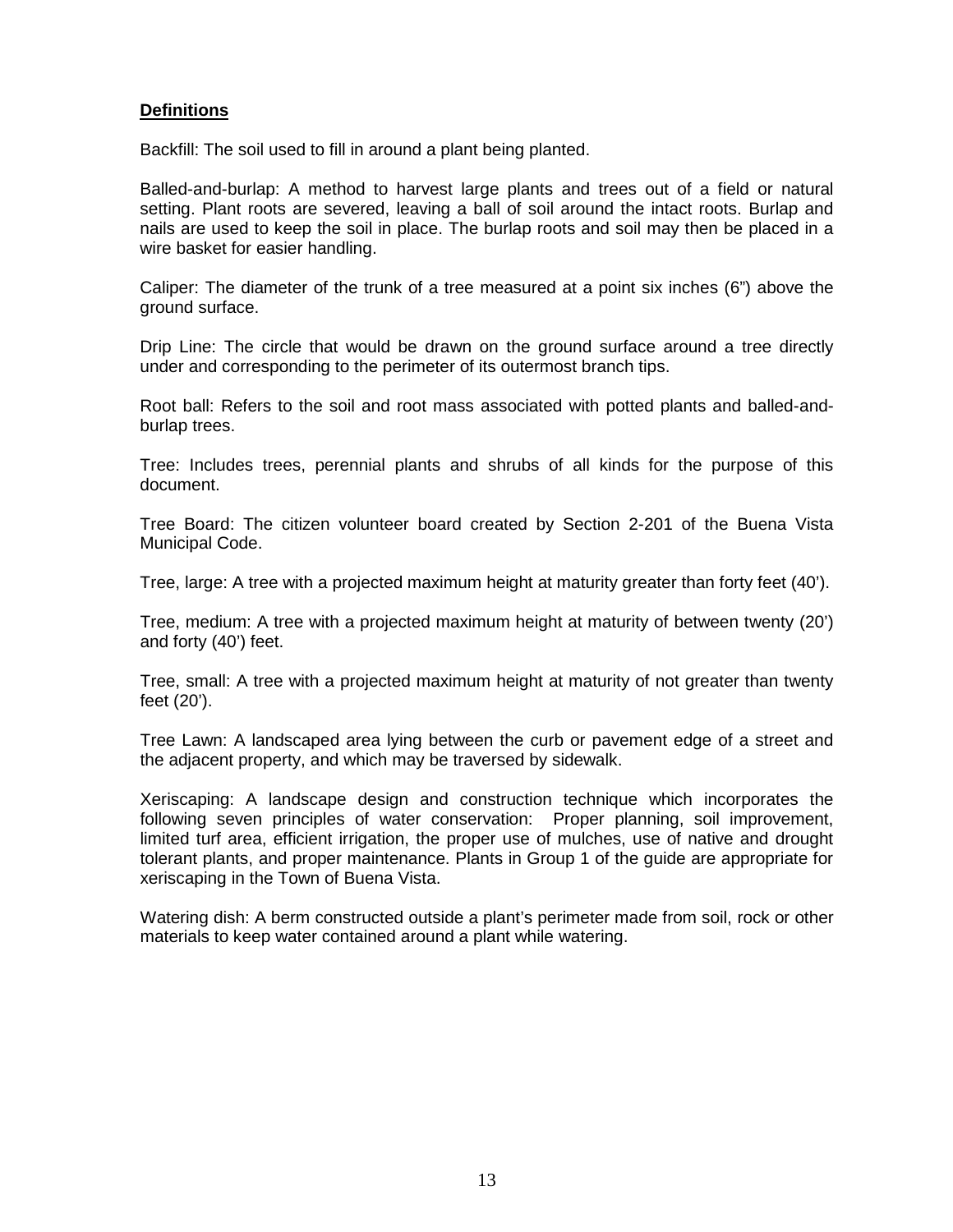**Definitions**

Backfill: The soil used to fill in around a plant being planted.

Balled-and-burlap: A method to harvest large plants and trees out of a field or natural setting. Plant roots are severed, leaving a ball of soil around the intact roots. Burlap and nails are used to keep the soil in place. The burlap roots and soil may then be placed in a wire basket for easier handling.

Caliper: The diameter of the trunk of a tree measured at a point six inches (6") above the ground surface.

Drip Line: The circle that would be drawn on the ground surface around a tree directly under and corresponding to the perimeter of its outermost branch tips.

Root ball: Refers to the soil and root mass associated with potted plants and balled-and-burlap trees.

Tree: Includes trees, perennial plants and shrubs of all kinds for the purpose of this document.

Tree Board: The citizen volunteer board created by Section 2-201 of the Buena Vista Municipal Code.

Tree, large: A tree with a projected maximum height at maturity greater than forty feet (40').

Tree, medium: A tree with a projected maximum height at maturity of between twenty (20') and forty (40') feet.

Tree, small: A tree with a projected maximum height at maturity of not greater than twenty feet (20').

Tree Lawn: A landscaped area lying between the curb or pavement edge of a street and the adjacent property, and which may be traversed by sidewalk.

Xeriscaping: A landscape design and construction technique which incorporates the following seven principles of water conservation: Proper planning, soil improvement, limited turf area, efficient irrigation, the proper use of mulches, use of native and drought tolerant plants, and proper maintenance. Plants in Group 1 of the guide are appropriate for xeriscaping in the Town of Buena Vista.

Watering dish: A berm constructed outside a plant's perimeter made from soil, rock or other materials to keep water contained around a plant while watering.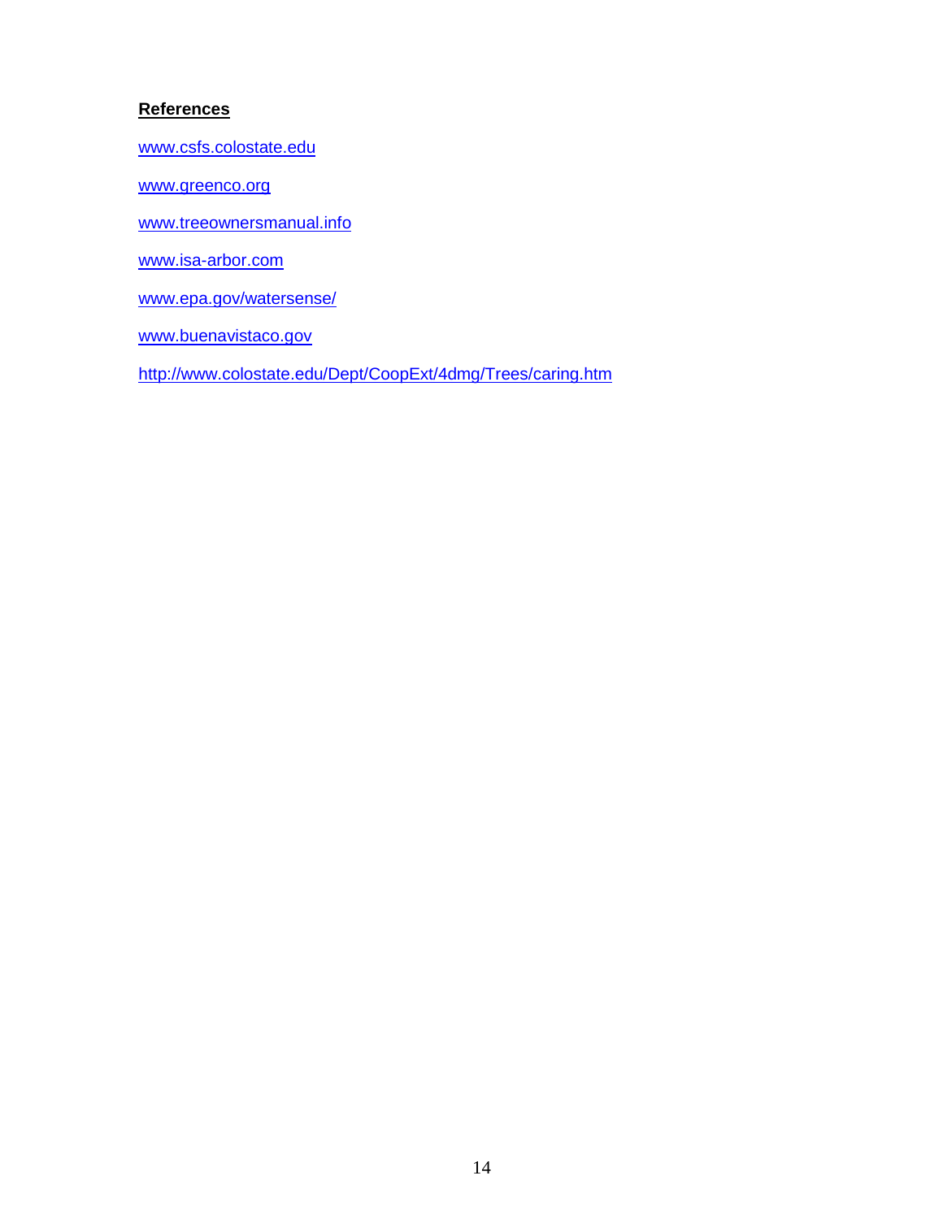**References**

www.csfs.colostate.edu

www.greenco.org

www.treeownersmanual.info

www.isa-arbor.com

www.epa.gov/watersense/

www.buenavistaco.gov

http://www.colostate.edu/Dept/CoopExt/4dmg/Trees/caring.htm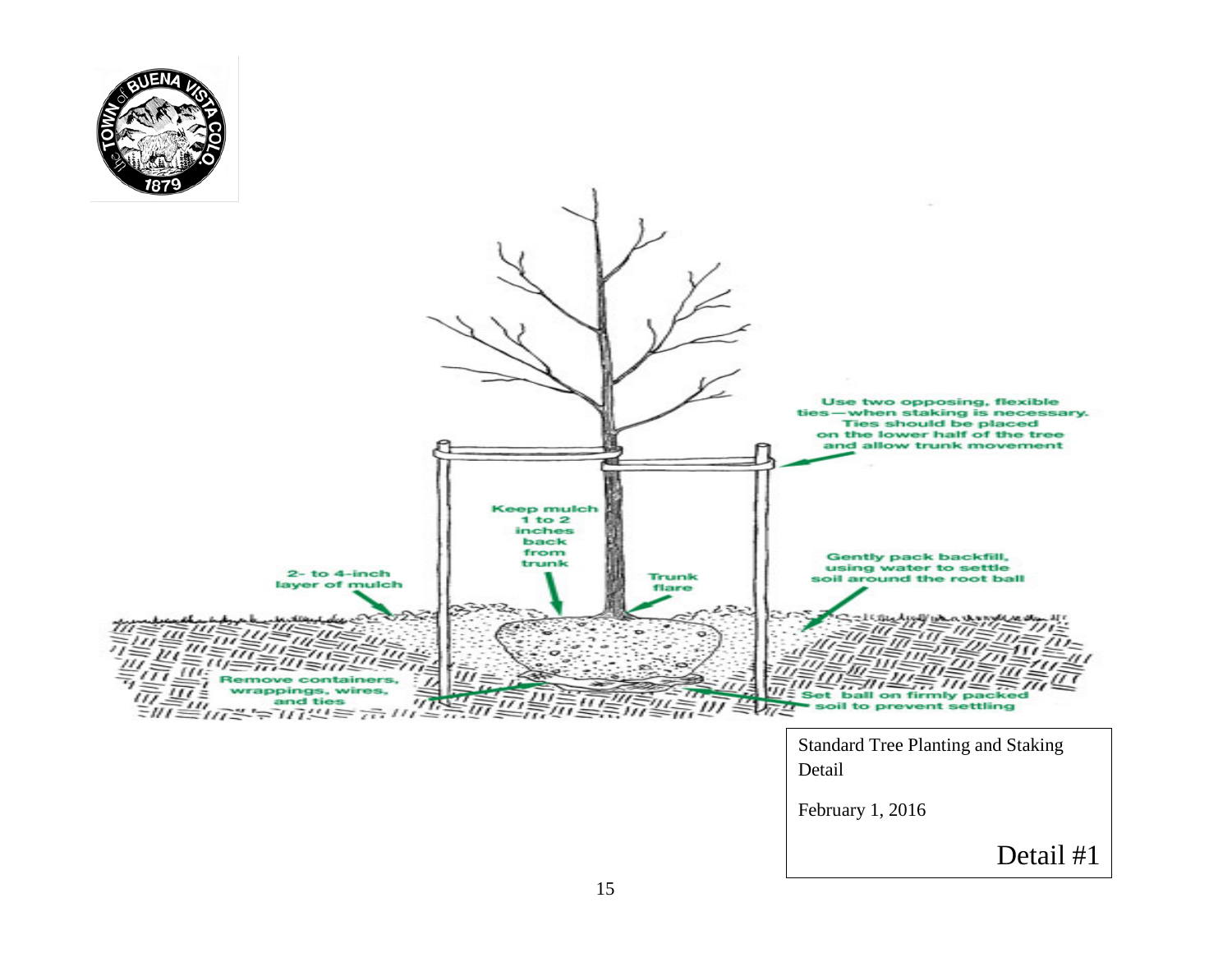Use two opposing, flexible ties—when staking is necessary. Ties should be placed on the lower half of the tree and allow trunk movement

Keep mulch 1 to 2 inches back from trunk

2- to 4-inch layer of mulch

Trunk flare

Gently pack backfill, using water to settle soil around the root ball

Remove containers, wrappings, wires, and ties

Set ball on firmly packed soil to prevent settling

Standard Tree Planting and Staking Detail

February 1, 2016

Detail #1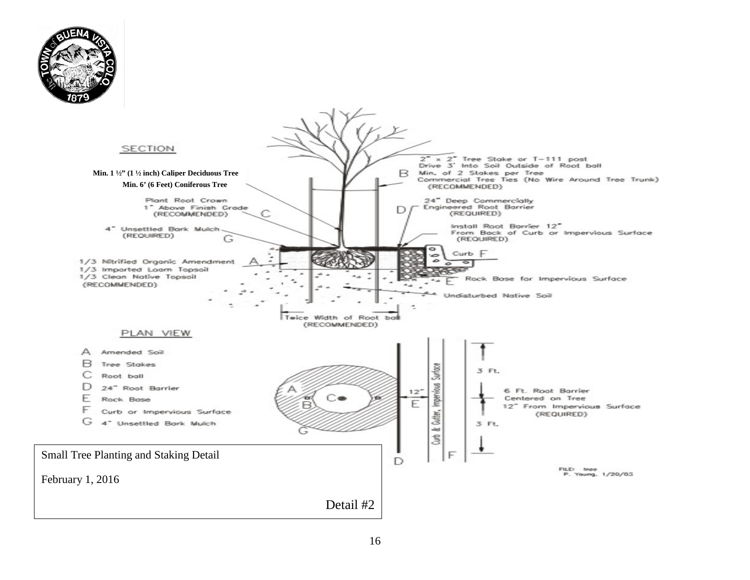SECTION

Min. 1 ½" (1 ½ inch) Caliper Deciduous Tree
Min. 6' (6 Feet) Coniferous Tree

2" x 2" Tree Stake or T-111 post
Drive 3' Into Soil Outside of Root ball
B Min. of 2 Stakes per Tree
Commercial Tree Ties (No Wire Around Tree Trunk)
(RECOMMENDED)

Plant Root Crown
1" Above Finish Grade
(RECOMMENDED) C

24" Deep Commercially
D Engineered Root Barrier
(REQUIRED)

4" Unsettled Bark Mulch
(REQUIRED) G

Install Root Barrier 12"
From Back of Curb or Impervious Surface
(REQUIRED)

Curb F

1/3 Nitrified Organic Amendment A
1/3 Imported Loam Topsoil
1/3 Clean Native Topsoil
(RECOMMENDED)

E Rock Base for Impervious Surface

Undisturbed Native Soil

Twice Width of Root ball
(RECOMMENDED)

PLAN VIEW

- A Amended Soil
- B Tree Stakes
- C Root ball
- D 24" Root Barrier
- E Rock Base
- F Curb or Impervious Surface
- G 4" Unsettled Bark Mulch

12"

Curb & Gutter, Impervious Surface

3 Ft.

6 Ft. Root Barrier
Centered on Tree
12" From Impervious Surface
(REQUIRED)

3 Ft.

FILE: tree
P. Young, 1/20/05

Small Tree Planting and Staking Detail

February 1, 2016

Detail #2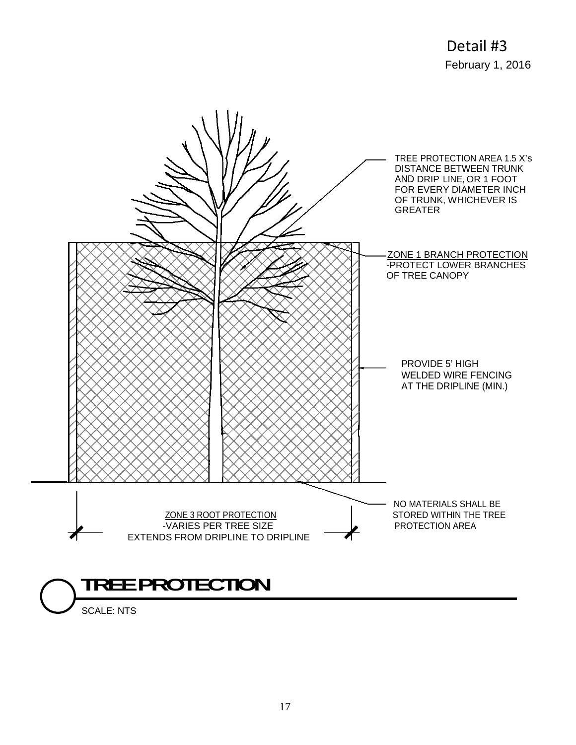Detail #3

February 1, 2016

TREE PROTECTION AREA 1.5 X's DISTANCE BETWEEN TRUNK AND DRIP LINE, OR 1 FOOT FOR EVERY DIAMETER INCH OF TRUNK, WHICHEVER IS GREATER

ZONE 1 BRANCH PROTECTION
-PROTECT LOWER BRANCHES OF TREE CANOPY

PROVIDE 5' HIGH WELDED WIRE FENCING AT THE DRIPLINE (MIN.)

NO MATERIALS SHALL BE STORED WITHIN THE TREE PROTECTION AREA

ZONE 3 ROOT PROTECTION
-VARIES PER TREE SIZE
EXTENDS FROM DRIPLINE TO DRIPLINE

# TREE PROTECTION

SCALE: NTS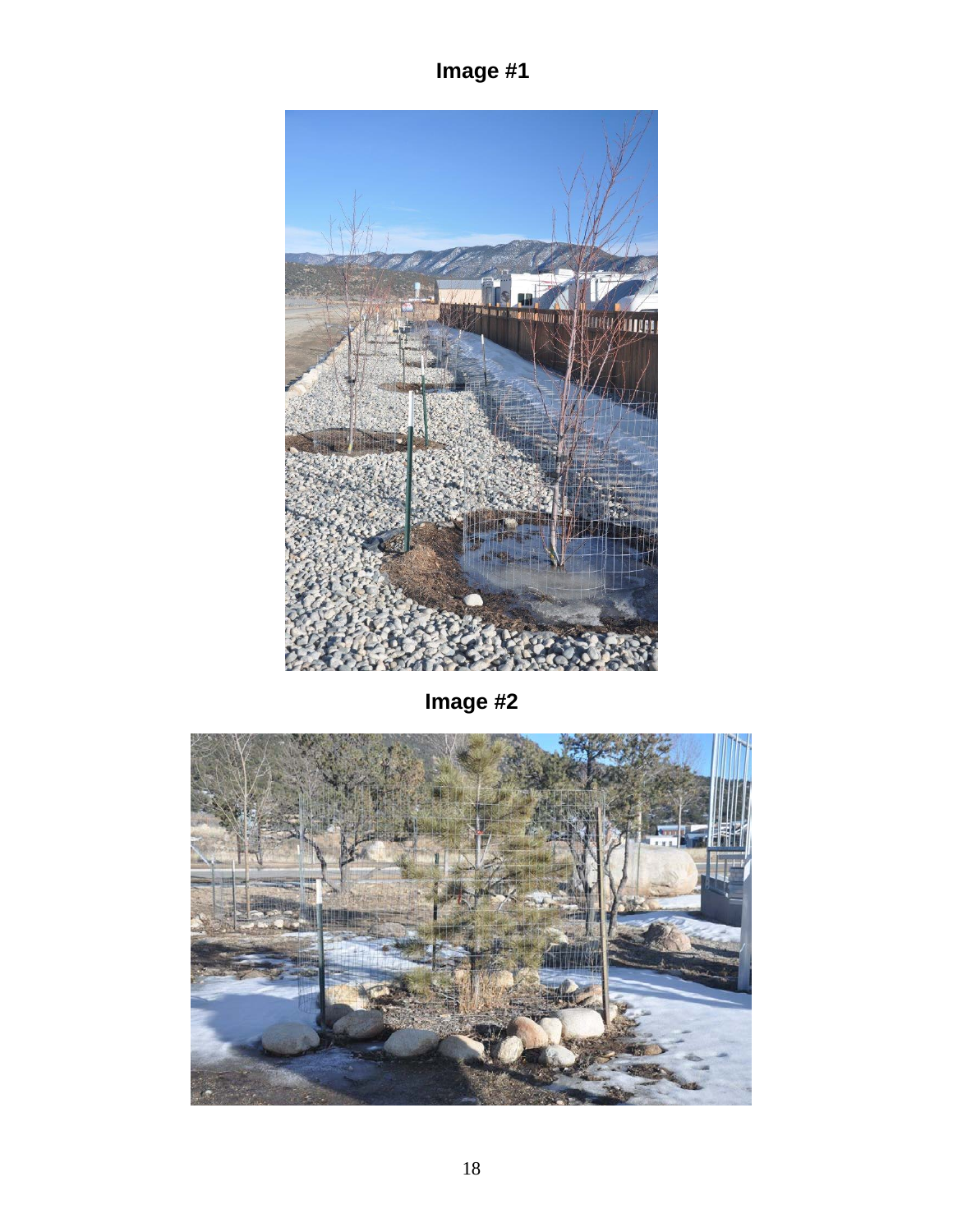**Image #1**

**Image #2**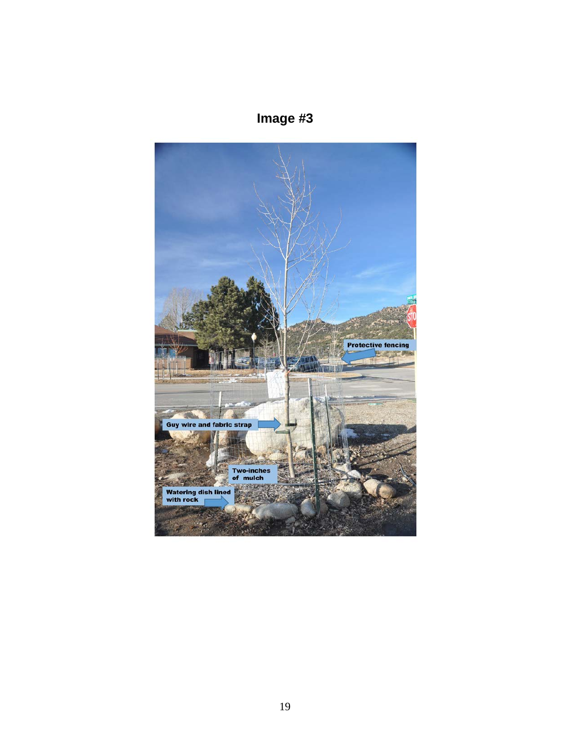# Image #3